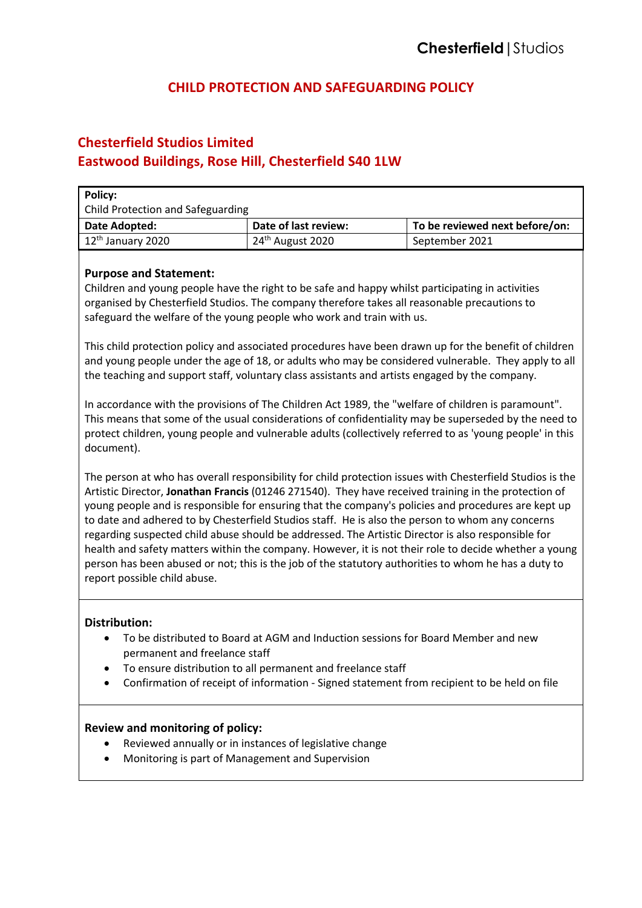Chesterfield | Studios

# CHILD PROTECTION AND SAFEGUARDING POLICY

## Chesterfield Studios Limited
## Eastwood Buildings, Rose Hill, Chesterfield S40 1LW

| **Policy:**<br>Child Protection and Safeguarding | | |
|---|---|---|
| **Date Adopted:** | **Date of last review:** | **To be reviewed next before/on:** |
| 12th January 2020 | 24th August 2020 | September 2021 |

**Purpose and Statement:**

Children and young people have the right to be safe and happy whilst participating in activities organised by Chesterfield Studios. The company therefore takes all reasonable precautions to safeguard the welfare of the young people who work and train with us.

This child protection policy and associated procedures have been drawn up for the benefit of children and young people under the age of 18, or adults who may be considered vulnerable. They apply to all the teaching and support staff, voluntary class assistants and artists engaged by the company.

In accordance with the provisions of The Children Act 1989, the "welfare of children is paramount". This means that some of the usual considerations of confidentiality may be superseded by the need to protect children, young people and vulnerable adults (collectively referred to as 'young people' in this document).

The person at who has overall responsibility for child protection issues with Chesterfield Studios is the Artistic Director, **Jonathan Francis** (01246 271540). They have received training in the protection of young people and is responsible for ensuring that the company's policies and procedures are kept up to date and adhered to by Chesterfield Studios staff. He is also the person to whom any concerns regarding suspected child abuse should be addressed. The Artistic Director is also responsible for health and safety matters within the company. However, it is not their role to decide whether a young person has been abused or not; this is the job of the statutory authorities to whom he has a duty to report possible child abuse.

**Distribution:**

- To be distributed to Board at AGM and Induction sessions for Board Member and new permanent and freelance staff
- To ensure distribution to all permanent and freelance staff
- Confirmation of receipt of information - Signed statement from recipient to be held on file

**Review and monitoring of policy:**

- Reviewed annually or in instances of legislative change
- Monitoring is part of Management and Supervision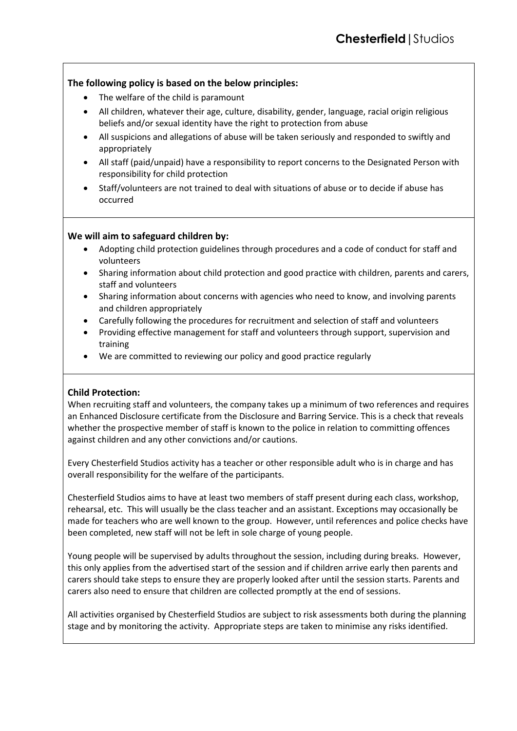**The following policy is based on the below principles:**

- The welfare of the child is paramount
- All children, whatever their age, culture, disability, gender, language, racial origin religious beliefs and/or sexual identity have the right to protection from abuse
- All suspicions and allegations of abuse will be taken seriously and responded to swiftly and appropriately
- All staff (paid/unpaid) have a responsibility to report concerns to the Designated Person with responsibility for child protection
- Staff/volunteers are not trained to deal with situations of abuse or to decide if abuse has occurred

**We will aim to safeguard children by:**

- Adopting child protection guidelines through procedures and a code of conduct for staff and volunteers
- Sharing information about child protection and good practice with children, parents and carers, staff and volunteers
- Sharing information about concerns with agencies who need to know, and involving parents and children appropriately
- Carefully following the procedures for recruitment and selection of staff and volunteers
- Providing effective management for staff and volunteers through support, supervision and training
- We are committed to reviewing our policy and good practice regularly

**Child Protection:**

When recruiting staff and volunteers, the company takes up a minimum of two references and requires an Enhanced Disclosure certificate from the Disclosure and Barring Service. This is a check that reveals whether the prospective member of staff is known to the police in relation to committing offences against children and any other convictions and/or cautions.

Every Chesterfield Studios activity has a teacher or other responsible adult who is in charge and has overall responsibility for the welfare of the participants.

Chesterfield Studios aims to have at least two members of staff present during each class, workshop, rehearsal, etc. This will usually be the class teacher and an assistant. Exceptions may occasionally be made for teachers who are well known to the group. However, until references and police checks have been completed, new staff will not be left in sole charge of young people.

Young people will be supervised by adults throughout the session, including during breaks. However, this only applies from the advertised start of the session and if children arrive early then parents and carers should take steps to ensure they are properly looked after until the session starts. Parents and carers also need to ensure that children are collected promptly at the end of sessions.

All activities organised by Chesterfield Studios are subject to risk assessments both during the planning stage and by monitoring the activity. Appropriate steps are taken to minimise any risks identified.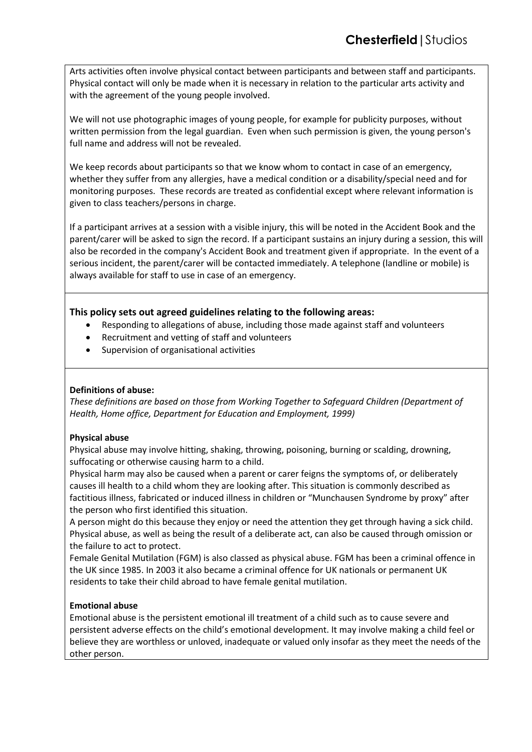Arts activities often involve physical contact between participants and between staff and participants. Physical contact will only be made when it is necessary in relation to the particular arts activity and with the agreement of the young people involved.

We will not use photographic images of young people, for example for publicity purposes, without written permission from the legal guardian. Even when such permission is given, the young person's full name and address will not be revealed.

We keep records about participants so that we know whom to contact in case of an emergency, whether they suffer from any allergies, have a medical condition or a disability/special need and for monitoring purposes. These records are treated as confidential except where relevant information is given to class teachers/persons in charge.

If a participant arrives at a session with a visible injury, this will be noted in the Accident Book and the parent/carer will be asked to sign the record. If a participant sustains an injury during a session, this will also be recorded in the company's Accident Book and treatment given if appropriate. In the event of a serious incident, the parent/carer will be contacted immediately. A telephone (landline or mobile) is always available for staff to use in case of an emergency.

### This policy sets out agreed guidelines relating to the following areas:

- Responding to allegations of abuse, including those made against staff and volunteers
- Recruitment and vetting of staff and volunteers
- Supervision of organisational activities

**Definitions of abuse:**

*These definitions are based on those from Working Together to Safeguard Children (Department of Health, Home office, Department for Education and Employment, 1999)*

**Physical abuse**

Physical abuse may involve hitting, shaking, throwing, poisoning, burning or scalding, drowning, suffocating or otherwise causing harm to a child.

Physical harm may also be caused when a parent or carer feigns the symptoms of, or deliberately causes ill health to a child whom they are looking after. This situation is commonly described as factitious illness, fabricated or induced illness in children or "Munchausen Syndrome by proxy" after the person who first identified this situation.

A person might do this because they enjoy or need the attention they get through having a sick child. Physical abuse, as well as being the result of a deliberate act, can also be caused through omission or the failure to act to protect.

Female Genital Mutilation (FGM) is also classed as physical abuse. FGM has been a criminal offence in the UK since 1985. In 2003 it also became a criminal offence for UK nationals or permanent UK residents to take their child abroad to have female genital mutilation.

**Emotional abuse**

Emotional abuse is the persistent emotional ill treatment of a child such as to cause severe and persistent adverse effects on the child's emotional development. It may involve making a child feel or believe they are worthless or unloved, inadequate or valued only insofar as they meet the needs of the other person.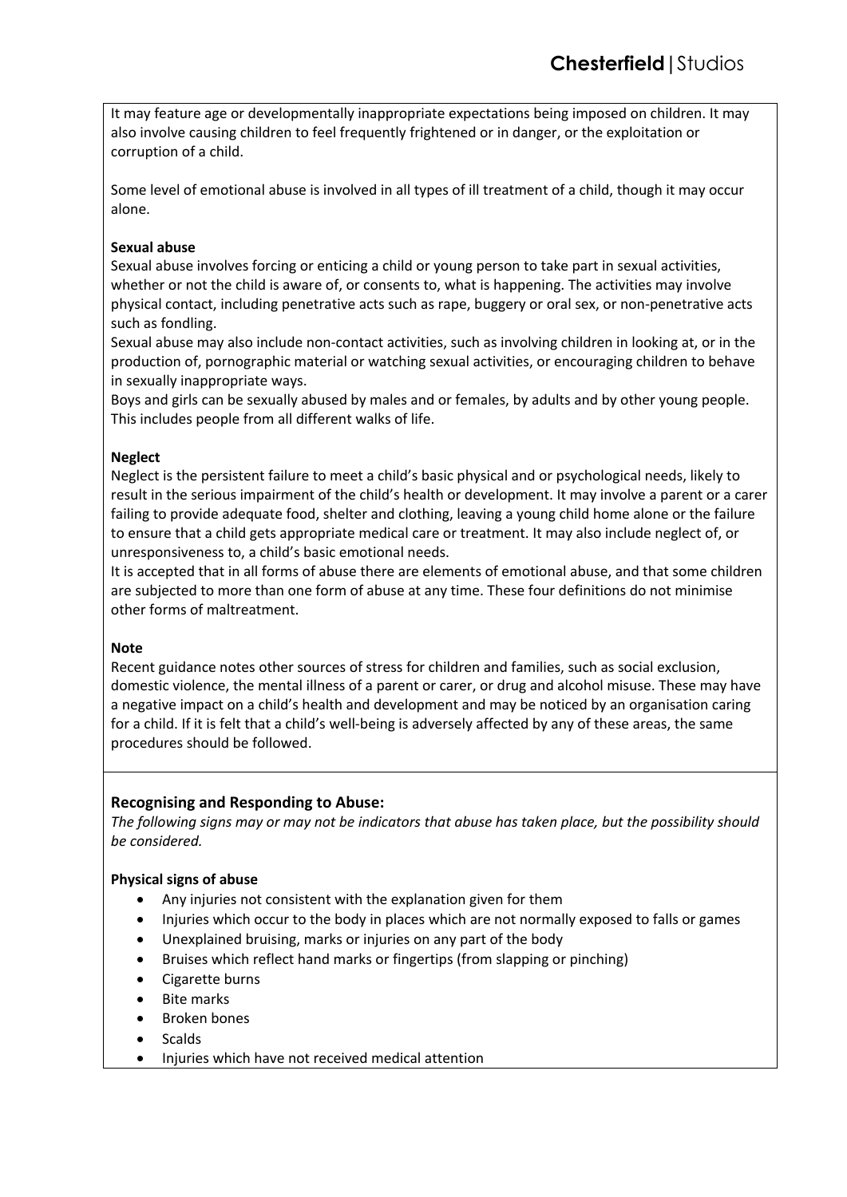It may feature age or developmentally inappropriate expectations being imposed on children. It may also involve causing children to feel frequently frightened or in danger, or the exploitation or corruption of a child.

Some level of emotional abuse is involved in all types of ill treatment of a child, though it may occur alone.

**Sexual abuse**
Sexual abuse involves forcing or enticing a child or young person to take part in sexual activities, whether or not the child is aware of, or consents to, what is happening. The activities may involve physical contact, including penetrative acts such as rape, buggery or oral sex, or non-penetrative acts such as fondling.
Sexual abuse may also include non-contact activities, such as involving children in looking at, or in the production of, pornographic material or watching sexual activities, or encouraging children to behave in sexually inappropriate ways.
Boys and girls can be sexually abused by males and or females, by adults and by other young people. This includes people from all different walks of life.

**Neglect**
Neglect is the persistent failure to meet a child's basic physical and or psychological needs, likely to result in the serious impairment of the child's health or development. It may involve a parent or a carer failing to provide adequate food, shelter and clothing, leaving a young child home alone or the failure to ensure that a child gets appropriate medical care or treatment. It may also include neglect of, or unresponsiveness to, a child's basic emotional needs.
It is accepted that in all forms of abuse there are elements of emotional abuse, and that some children are subjected to more than one form of abuse at any time. These four definitions do not minimise other forms of maltreatment.

**Note**
Recent guidance notes other sources of stress for children and families, such as social exclusion, domestic violence, the mental illness of a parent or carer, or drug and alcohol misuse. These may have a negative impact on a child's health and development and may be noticed by an organisation caring for a child. If it is felt that a child's well-being is adversely affected by any of these areas, the same procedures should be followed.

### Recognising and Responding to Abuse:

*The following signs may or may not be indicators that abuse has taken place, but the possibility should be considered.*

**Physical signs of abuse**

- Any injuries not consistent with the explanation given for them
- Injuries which occur to the body in places which are not normally exposed to falls or games
- Unexplained bruising, marks or injuries on any part of the body
- Bruises which reflect hand marks or fingertips (from slapping or pinching)
- Cigarette burns
- Bite marks
- Broken bones
- Scalds
- Injuries which have not received medical attention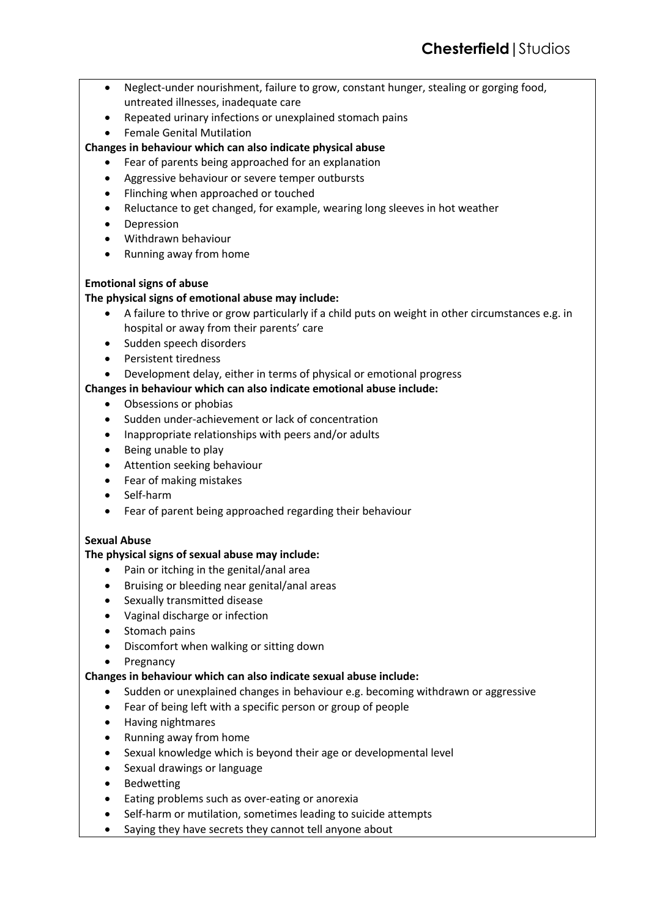- Neglect-under nourishment, failure to grow, constant hunger, stealing or gorging food, untreated illnesses, inadequate care
- Repeated urinary infections or unexplained stomach pains
- Female Genital Mutilation

**Changes in behaviour which can also indicate physical abuse**

- Fear of parents being approached for an explanation
- Aggressive behaviour or severe temper outbursts
- Flinching when approached or touched
- Reluctance to get changed, for example, wearing long sleeves in hot weather
- Depression
- Withdrawn behaviour
- Running away from home

**Emotional signs of abuse**

**The physical signs of emotional abuse may include:**

- A failure to thrive or grow particularly if a child puts on weight in other circumstances e.g. in hospital or away from their parents' care
- Sudden speech disorders
- Persistent tiredness
- Development delay, either in terms of physical or emotional progress

**Changes in behaviour which can also indicate emotional abuse include:**

- Obsessions or phobias
- Sudden under-achievement or lack of concentration
- Inappropriate relationships with peers and/or adults
- Being unable to play
- Attention seeking behaviour
- Fear of making mistakes
- Self-harm
- Fear of parent being approached regarding their behaviour

**Sexual Abuse**

**The physical signs of sexual abuse may include:**

- Pain or itching in the genital/anal area
- Bruising or bleeding near genital/anal areas
- Sexually transmitted disease
- Vaginal discharge or infection
- Stomach pains
- Discomfort when walking or sitting down
- Pregnancy

**Changes in behaviour which can also indicate sexual abuse include:**

- Sudden or unexplained changes in behaviour e.g. becoming withdrawn or aggressive
- Fear of being left with a specific person or group of people
- Having nightmares
- Running away from home
- Sexual knowledge which is beyond their age or developmental level
- Sexual drawings or language
- Bedwetting
- Eating problems such as over-eating or anorexia
- Self-harm or mutilation, sometimes leading to suicide attempts
- Saying they have secrets they cannot tell anyone about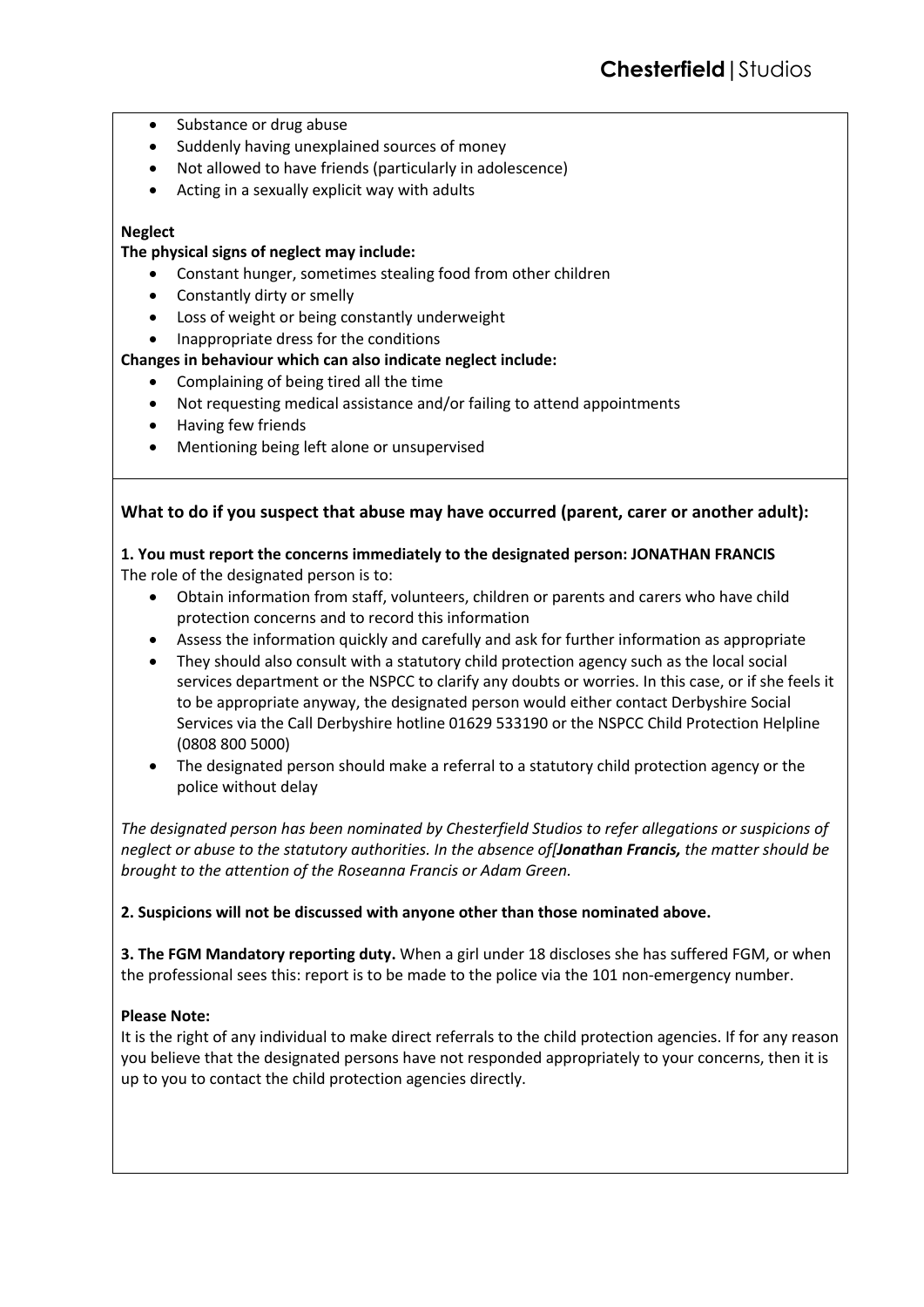- Substance or drug abuse
- Suddenly having unexplained sources of money
- Not allowed to have friends (particularly in adolescence)
- Acting in a sexually explicit way with adults

**Neglect**

**The physical signs of neglect may include:**

- Constant hunger, sometimes stealing food from other children
- Constantly dirty or smelly
- Loss of weight or being constantly underweight
- Inappropriate dress for the conditions

**Changes in behaviour which can also indicate neglect include:**

- Complaining of being tired all the time
- Not requesting medical assistance and/or failing to attend appointments
- Having few friends
- Mentioning being left alone or unsupervised

### What to do if you suspect that abuse may have occurred (parent, carer or another adult):

**1. You must report the concerns immediately to the designated person: JONATHAN FRANCIS**

The role of the designated person is to:

- Obtain information from staff, volunteers, children or parents and carers who have child protection concerns and to record this information
- Assess the information quickly and carefully and ask for further information as appropriate
- They should also consult with a statutory child protection agency such as the local social services department or the NSPCC to clarify any doubts or worries. In this case, or if she feels it to be appropriate anyway, the designated person would either contact Derbyshire Social Services via the Call Derbyshire hotline 01629 533190 or the NSPCC Child Protection Helpline (0808 800 5000)
- The designated person should make a referral to a statutory child protection agency or the police without delay

*The designated person has been nominated by Chesterfield Studios to refer allegations or suspicions of neglect or abuse to the statutory authorities. In the absence of[**Jonathan Francis,** the matter should be brought to the attention of the Roseanna Francis or Adam Green.*

**2. Suspicions will not be discussed with anyone other than those nominated above.**

**3. The FGM Mandatory reporting duty.** When a girl under 18 discloses she has suffered FGM, or when the professional sees this: report is to be made to the police via the 101 non-emergency number.

**Please Note:**

It is the right of any individual to make direct referrals to the child protection agencies. If for any reason you believe that the designated persons have not responded appropriately to your concerns, then it is up to you to contact the child protection agencies directly.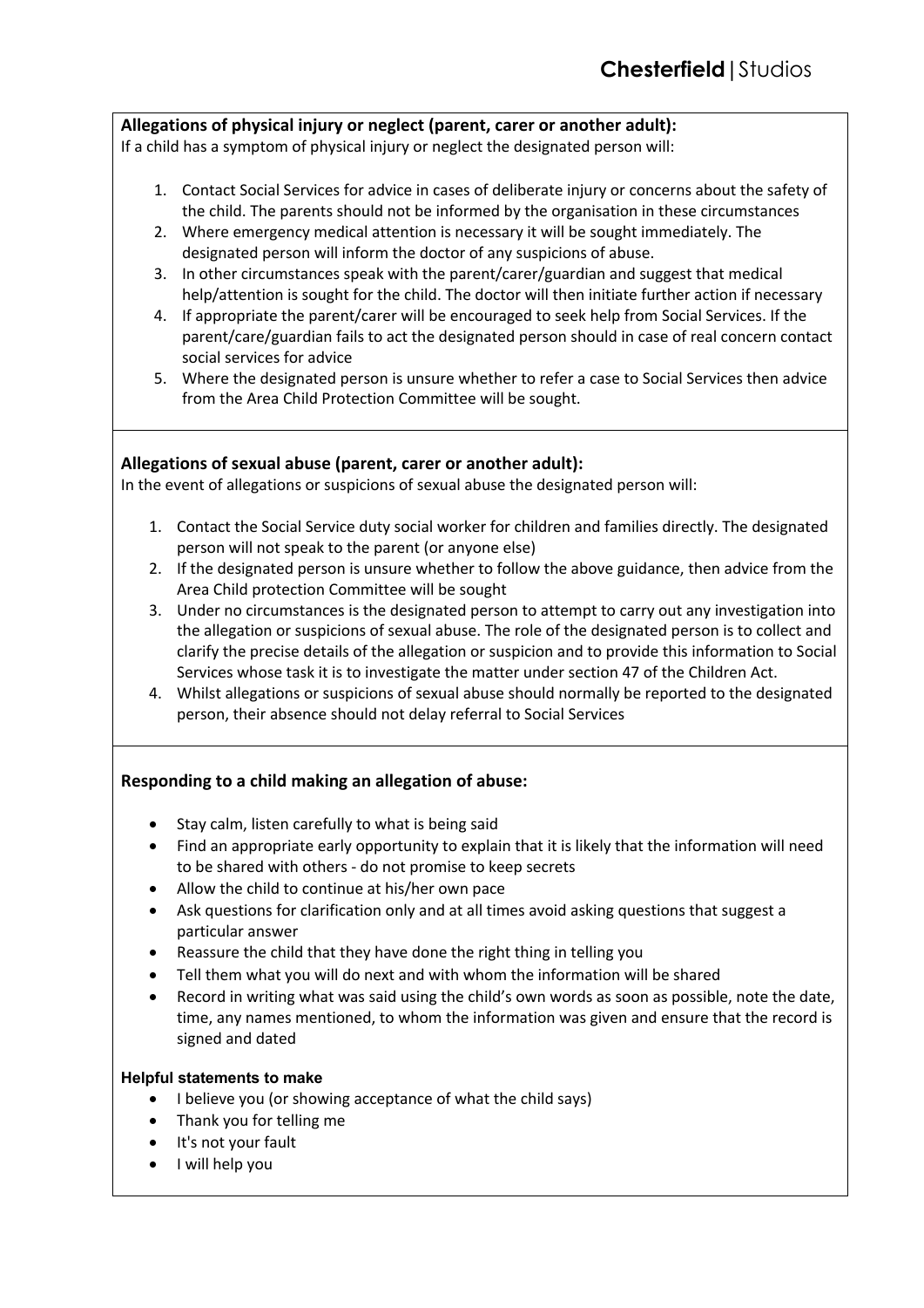**Allegations of physical injury or neglect (parent, carer or another adult):**
If a child has a symptom of physical injury or neglect the designated person will:

1. Contact Social Services for advice in cases of deliberate injury or concerns about the safety of the child. The parents should not be informed by the organisation in these circumstances
2. Where emergency medical attention is necessary it will be sought immediately. The designated person will inform the doctor of any suspicions of abuse.
3. In other circumstances speak with the parent/carer/guardian and suggest that medical help/attention is sought for the child. The doctor will then initiate further action if necessary
4. If appropriate the parent/carer will be encouraged to seek help from Social Services. If the parent/care/guardian fails to act the designated person should in case of real concern contact social services for advice
5. Where the designated person is unsure whether to refer a case to Social Services then advice from the Area Child Protection Committee will be sought.

**Allegations of sexual abuse (parent, carer or another adult):**
In the event of allegations or suspicions of sexual abuse the designated person will:

1. Contact the Social Service duty social worker for children and families directly. The designated person will not speak to the parent (or anyone else)
2. If the designated person is unsure whether to follow the above guidance, then advice from the Area Child protection Committee will be sought
3. Under no circumstances is the designated person to attempt to carry out any investigation into the allegation or suspicions of sexual abuse. The role of the designated person is to collect and clarify the precise details of the allegation or suspicion and to provide this information to Social Services whose task it is to investigate the matter under section 47 of the Children Act.
4. Whilst allegations or suspicions of sexual abuse should normally be reported to the designated person, their absence should not delay referral to Social Services

**Responding to a child making an allegation of abuse:**

- Stay calm, listen carefully to what is being said
- Find an appropriate early opportunity to explain that it is likely that the information will need to be shared with others - do not promise to keep secrets
- Allow the child to continue at his/her own pace
- Ask questions for clarification only and at all times avoid asking questions that suggest a particular answer
- Reassure the child that they have done the right thing in telling you
- Tell them what you will do next and with whom the information will be shared
- Record in writing what was said using the child's own words as soon as possible, note the date, time, any names mentioned, to whom the information was given and ensure that the record is signed and dated

**Helpful statements to make**

- I believe you (or showing acceptance of what the child says)
- Thank you for telling me
- It's not your fault
- I will help you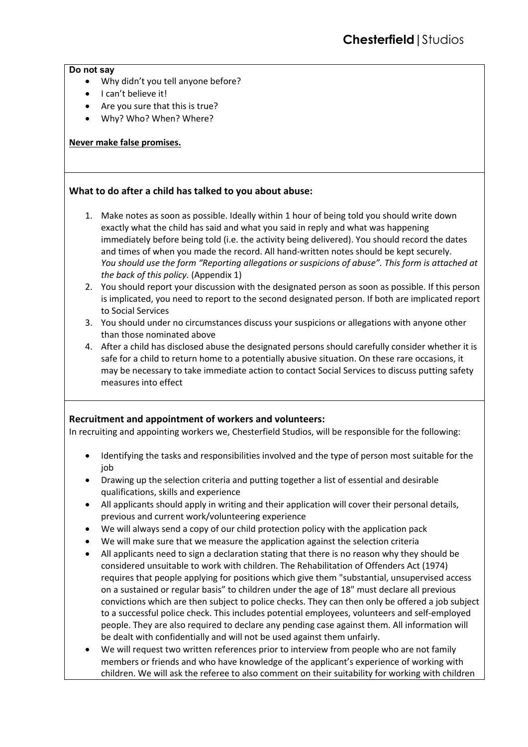**Do not say**

- Why didn't you tell anyone before?
- I can't believe it!
- Are you sure that this is true?
- Why? Who? When? Where?

**Never make false promises.**

**What to do after a child has talked to you about abuse:**

1. Make notes as soon as possible. Ideally within 1 hour of being told you should write down exactly what the child has said and what you said in reply and what was happening immediately before being told (i.e. the activity being delivered). You should record the dates and times of when you made the record. All hand-written notes should be kept securely. *You should use the form "Reporting allegations or suspicions of abuse". This form is attached at the back of this policy.* (Appendix 1)
2. You should report your discussion with the designated person as soon as possible. If this person is implicated, you need to report to the second designated person. If both are implicated report to Social Services
3. You should under no circumstances discuss your suspicions or allegations with anyone other than those nominated above
4. After a child has disclosed abuse the designated persons should carefully consider whether it is safe for a child to return home to a potentially abusive situation. On these rare occasions, it may be necessary to take immediate action to contact Social Services to discuss putting safety measures into effect

**Recruitment and appointment of workers and volunteers:**

In recruiting and appointing workers we, Chesterfield Studios, will be responsible for the following:

- Identifying the tasks and responsibilities involved and the type of person most suitable for the job
- Drawing up the selection criteria and putting together a list of essential and desirable qualifications, skills and experience
- All applicants should apply in writing and their application will cover their personal details, previous and current work/volunteering experience
- We will always send a copy of our child protection policy with the application pack
- We will make sure that we measure the application against the selection criteria
- All applicants need to sign a declaration stating that there is no reason why they should be considered unsuitable to work with children. The Rehabilitation of Offenders Act (1974) requires that people applying for positions which give them "substantial, unsupervised access on a sustained or regular basis" to children under the age of 18" must declare all previous convictions which are then subject to police checks. They can then only be offered a job subject to a successful police check. This includes potential employees, volunteers and self-employed people. They are also required to declare any pending case against them. All information will be dealt with confidentially and will not be used against them unfairly.
- We will request two written references prior to interview from people who are not family members or friends and who have knowledge of the applicant's experience of working with children. We will ask the referee to also comment on their suitability for working with children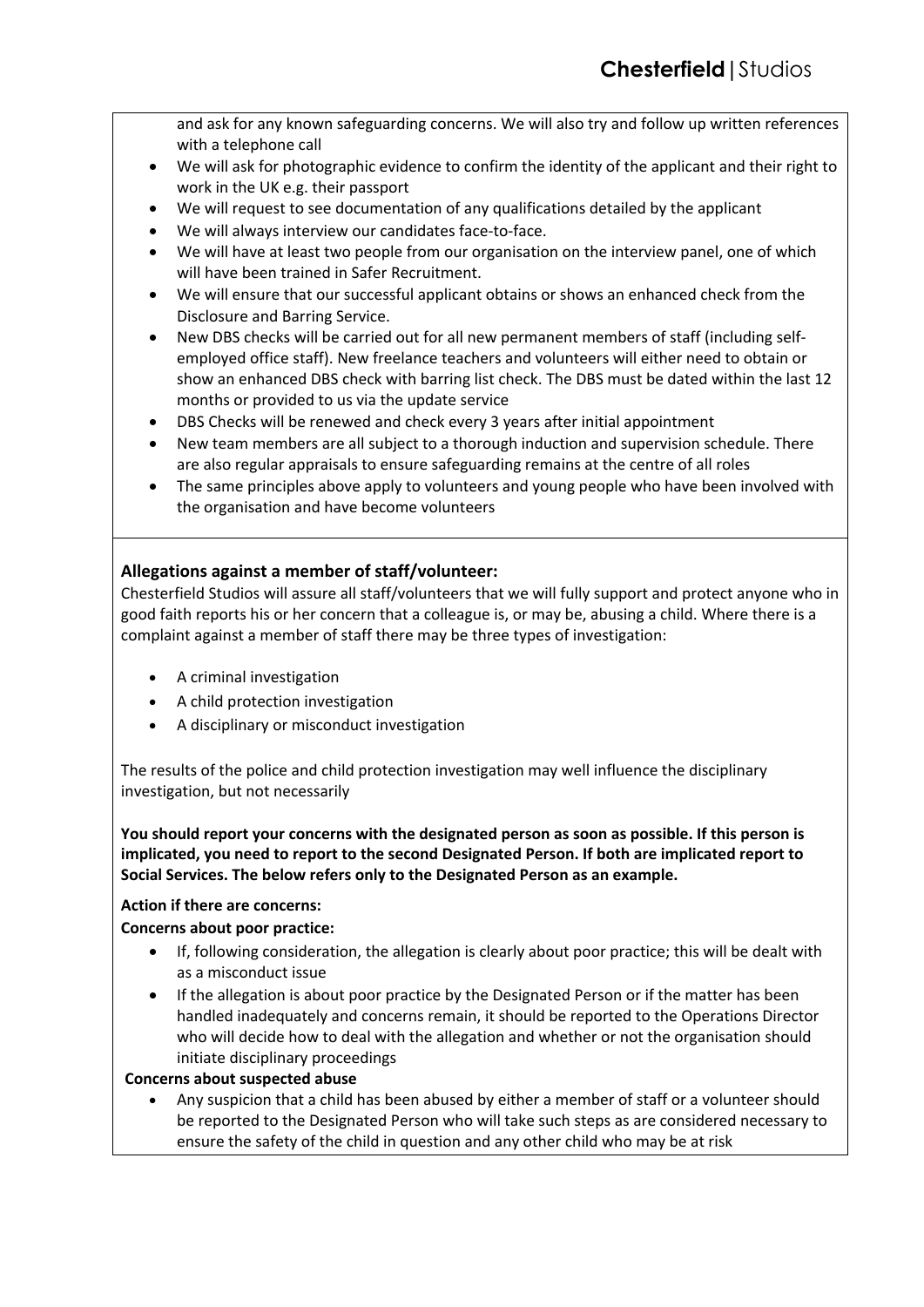and ask for any known safeguarding concerns. We will also try and follow up written references with a telephone call

- We will ask for photographic evidence to confirm the identity of the applicant and their right to work in the UK e.g. their passport
- We will request to see documentation of any qualifications detailed by the applicant
- We will always interview our candidates face-to-face.
- We will have at least two people from our organisation on the interview panel, one of which will have been trained in Safer Recruitment.
- We will ensure that our successful applicant obtains or shows an enhanced check from the Disclosure and Barring Service.
- New DBS checks will be carried out for all new permanent members of staff (including self-employed office staff). New freelance teachers and volunteers will either need to obtain or show an enhanced DBS check with barring list check. The DBS must be dated within the last 12 months or provided to us via the update service
- DBS Checks will be renewed and check every 3 years after initial appointment
- New team members are all subject to a thorough induction and supervision schedule. There are also regular appraisals to ensure safeguarding remains at the centre of all roles
- The same principles above apply to volunteers and young people who have been involved with the organisation and have become volunteers

### Allegations against a member of staff/volunteer:

Chesterfield Studios will assure all staff/volunteers that we will fully support and protect anyone who in good faith reports his or her concern that a colleague is, or may be, abusing a child. Where there is a complaint against a member of staff there may be three types of investigation:

- A criminal investigation
- A child protection investigation
- A disciplinary or misconduct investigation

The results of the police and child protection investigation may well influence the disciplinary investigation, but not necessarily

**You should report your concerns with the designated person as soon as possible. If this person is implicated, you need to report to the second Designated Person. If both are implicated report to Social Services. The below refers only to the Designated Person as an example.**

**Action if there are concerns:**

**Concerns about poor practice:**

- If, following consideration, the allegation is clearly about poor practice; this will be dealt with as a misconduct issue
- If the allegation is about poor practice by the Designated Person or if the matter has been handled inadequately and concerns remain, it should be reported to the Operations Director who will decide how to deal with the allegation and whether or not the organisation should initiate disciplinary proceedings

**Concerns about suspected abuse**

- Any suspicion that a child has been abused by either a member of staff or a volunteer should be reported to the Designated Person who will take such steps as are considered necessary to ensure the safety of the child in question and any other child who may be at risk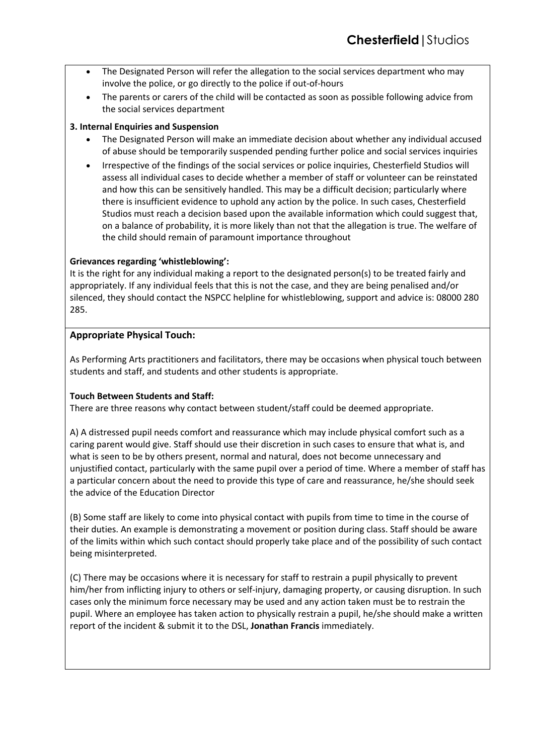- The Designated Person will refer the allegation to the social services department who may involve the police, or go directly to the police if out-of-hours
- The parents or carers of the child will be contacted as soon as possible following advice from the social services department

**3. Internal Enquiries and Suspension**

- The Designated Person will make an immediate decision about whether any individual accused of abuse should be temporarily suspended pending further police and social services inquiries
- Irrespective of the findings of the social services or police inquiries, Chesterfield Studios will assess all individual cases to decide whether a member of staff or volunteer can be reinstated and how this can be sensitively handled. This may be a difficult decision; particularly where there is insufficient evidence to uphold any action by the police. In such cases, Chesterfield Studios must reach a decision based upon the available information which could suggest that, on a balance of probability, it is more likely than not that the allegation is true. The welfare of the child should remain of paramount importance throughout

**Grievances regarding 'whistleblowing':**

It is the right for any individual making a report to the designated person(s) to be treated fairly and appropriately. If any individual feels that this is not the case, and they are being penalised and/or silenced, they should contact the NSPCC helpline for whistleblowing, support and advice is: 08000 280 285.

## Appropriate Physical Touch:

As Performing Arts practitioners and facilitators, there may be occasions when physical touch between students and staff, and students and other students is appropriate.

**Touch Between Students and Staff:**

There are three reasons why contact between student/staff could be deemed appropriate.

A) A distressed pupil needs comfort and reassurance which may include physical comfort such as a caring parent would give. Staff should use their discretion in such cases to ensure that what is, and what is seen to be by others present, normal and natural, does not become unnecessary and unjustified contact, particularly with the same pupil over a period of time. Where a member of staff has a particular concern about the need to provide this type of care and reassurance, he/she should seek the advice of the Education Director

(B) Some staff are likely to come into physical contact with pupils from time to time in the course of their duties. An example is demonstrating a movement or position during class. Staff should be aware of the limits within which such contact should properly take place and of the possibility of such contact being misinterpreted.

(C) There may be occasions where it is necessary for staff to restrain a pupil physically to prevent him/her from inflicting injury to others or self-injury, damaging property, or causing disruption. In such cases only the minimum force necessary may be used and any action taken must be to restrain the pupil. Where an employee has taken action to physically restrain a pupil, he/she should make a written report of the incident & submit it to the DSL, **Jonathan Francis** immediately.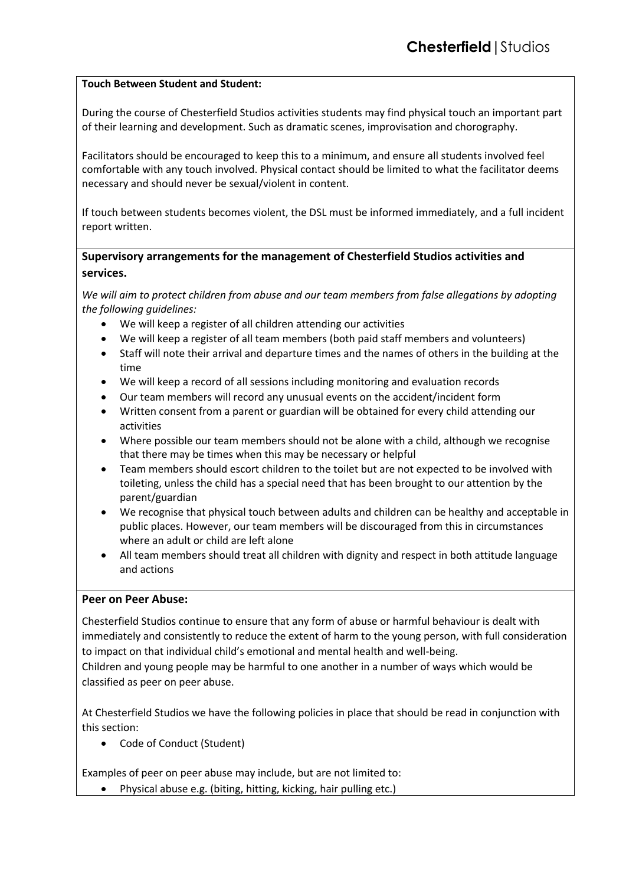**Touch Between Student and Student:**

During the course of Chesterfield Studios activities students may find physical touch an important part of their learning and development. Such as dramatic scenes, improvisation and chorography.

Facilitators should be encouraged to keep this to a minimum, and ensure all students involved feel comfortable with any touch involved. Physical contact should be limited to what the facilitator deems necessary and should never be sexual/violent in content.

If touch between students becomes violent, the DSL must be informed immediately, and a full incident report written.

## Supervisory arrangements for the management of Chesterfield Studios activities and services.

*We will aim to protect children from abuse and our team members from false allegations by adopting the following guidelines:*

- We will keep a register of all children attending our activities
- We will keep a register of all team members (both paid staff members and volunteers)
- Staff will note their arrival and departure times and the names of others in the building at the time
- We will keep a record of all sessions including monitoring and evaluation records
- Our team members will record any unusual events on the accident/incident form
- Written consent from a parent or guardian will be obtained for every child attending our activities
- Where possible our team members should not be alone with a child, although we recognise that there may be times when this may be necessary or helpful
- Team members should escort children to the toilet but are not expected to be involved with toileting, unless the child has a special need that has been brought to our attention by the parent/guardian
- We recognise that physical touch between adults and children can be healthy and acceptable in public places. However, our team members will be discouraged from this in circumstances where an adult or child are left alone
- All team members should treat all children with dignity and respect in both attitude language and actions

**Peer on Peer Abuse:**

Chesterfield Studios continue to ensure that any form of abuse or harmful behaviour is dealt with immediately and consistently to reduce the extent of harm to the young person, with full consideration to impact on that individual child's emotional and mental health and well-being.
Children and young people may be harmful to one another in a number of ways which would be classified as peer on peer abuse.

At Chesterfield Studios we have the following policies in place that should be read in conjunction with this section:

- Code of Conduct (Student)

Examples of peer on peer abuse may include, but are not limited to:

- Physical abuse e.g. (biting, hitting, kicking, hair pulling etc.)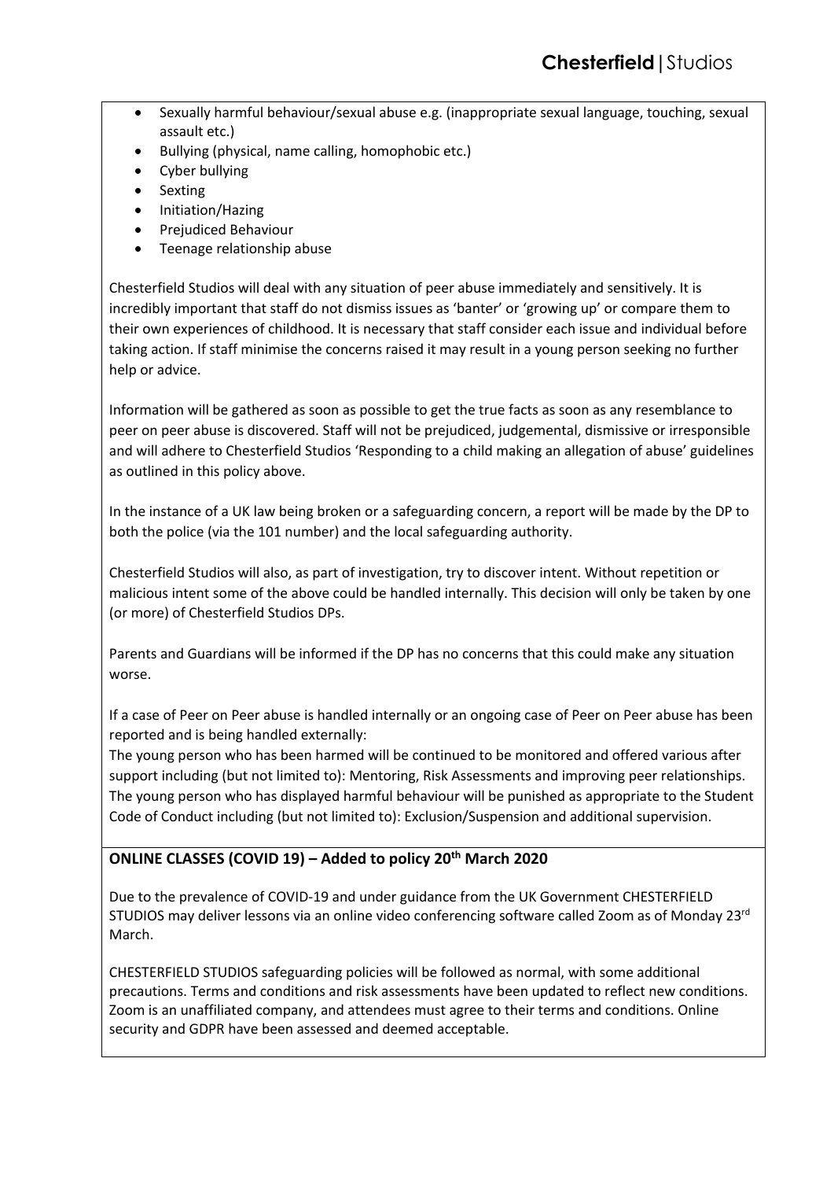- Sexually harmful behaviour/sexual abuse e.g. (inappropriate sexual language, touching, sexual assault etc.)
- Bullying (physical, name calling, homophobic etc.)
- Cyber bullying
- Sexting
- Initiation/Hazing
- Prejudiced Behaviour
- Teenage relationship abuse

Chesterfield Studios will deal with any situation of peer abuse immediately and sensitively. It is incredibly important that staff do not dismiss issues as 'banter' or 'growing up' or compare them to their own experiences of childhood. It is necessary that staff consider each issue and individual before taking action. If staff minimise the concerns raised it may result in a young person seeking no further help or advice.

Information will be gathered as soon as possible to get the true facts as soon as any resemblance to peer on peer abuse is discovered. Staff will not be prejudiced, judgemental, dismissive or irresponsible and will adhere to Chesterfield Studios 'Responding to a child making an allegation of abuse' guidelines as outlined in this policy above.

In the instance of a UK law being broken or a safeguarding concern, a report will be made by the DP to both the police (via the 101 number) and the local safeguarding authority.

Chesterfield Studios will also, as part of investigation, try to discover intent. Without repetition or malicious intent some of the above could be handled internally. This decision will only be taken by one (or more) of Chesterfield Studios DPs.

Parents and Guardians will be informed if the DP has no concerns that this could make any situation worse.

If a case of Peer on Peer abuse is handled internally or an ongoing case of Peer on Peer abuse has been reported and is being handled externally:
The young person who has been harmed will be continued to be monitored and offered various after support including (but not limited to): Mentoring, Risk Assessments and improving peer relationships.
The young person who has displayed harmful behaviour will be punished as appropriate to the Student Code of Conduct including (but not limited to): Exclusion/Suspension and additional supervision.

**ONLINE CLASSES (COVID 19) – Added to policy 20th March 2020**

Due to the prevalence of COVID-19 and under guidance from the UK Government CHESTERFIELD STUDIOS may deliver lessons via an online video conferencing software called Zoom as of Monday 23rd March.

CHESTERFIELD STUDIOS safeguarding policies will be followed as normal, with some additional precautions. Terms and conditions and risk assessments have been updated to reflect new conditions. Zoom is an unaffiliated company, and attendees must agree to their terms and conditions. Online security and GDPR have been assessed and deemed acceptable.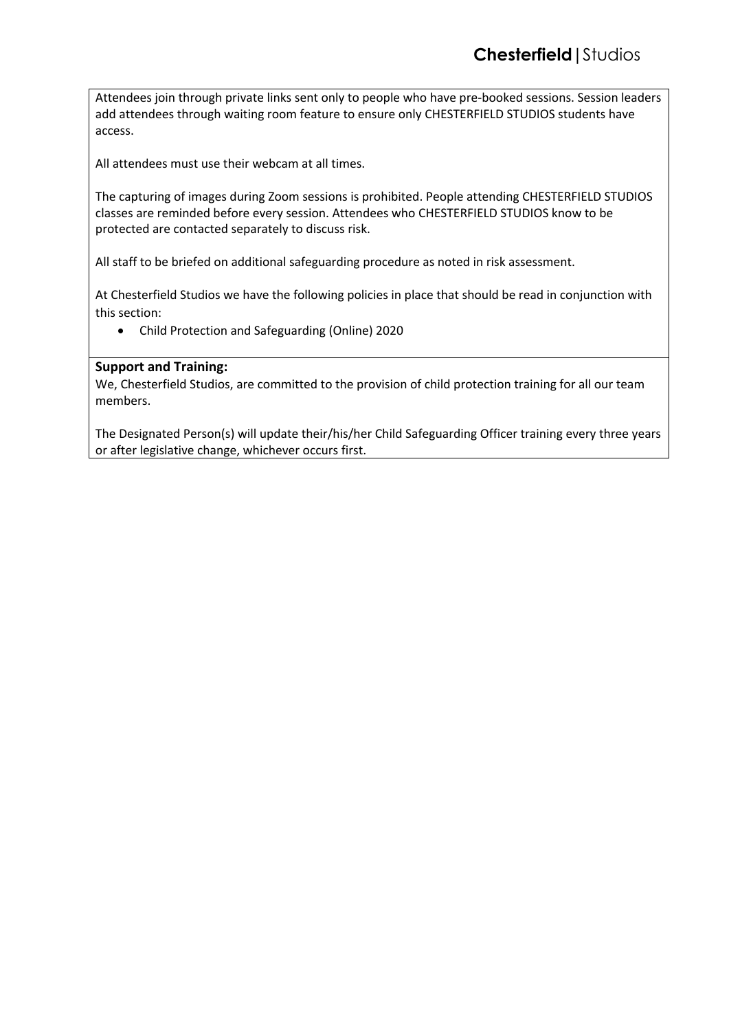Attendees join through private links sent only to people who have pre-booked sessions. Session leaders add attendees through waiting room feature to ensure only CHESTERFIELD STUDIOS students have access.

All attendees must use their webcam at all times.

The capturing of images during Zoom sessions is prohibited. People attending CHESTERFIELD STUDIOS classes are reminded before every session. Attendees who CHESTERFIELD STUDIOS know to be protected are contacted separately to discuss risk.

All staff to be briefed on additional safeguarding procedure as noted in risk assessment.

At Chesterfield Studios we have the following policies in place that should be read in conjunction with this section:

- Child Protection and Safeguarding (Online) 2020

**Support and Training:**

We, Chesterfield Studios, are committed to the provision of child protection training for all our team members.

The Designated Person(s) will update their/his/her Child Safeguarding Officer training every three years or after legislative change, whichever occurs first.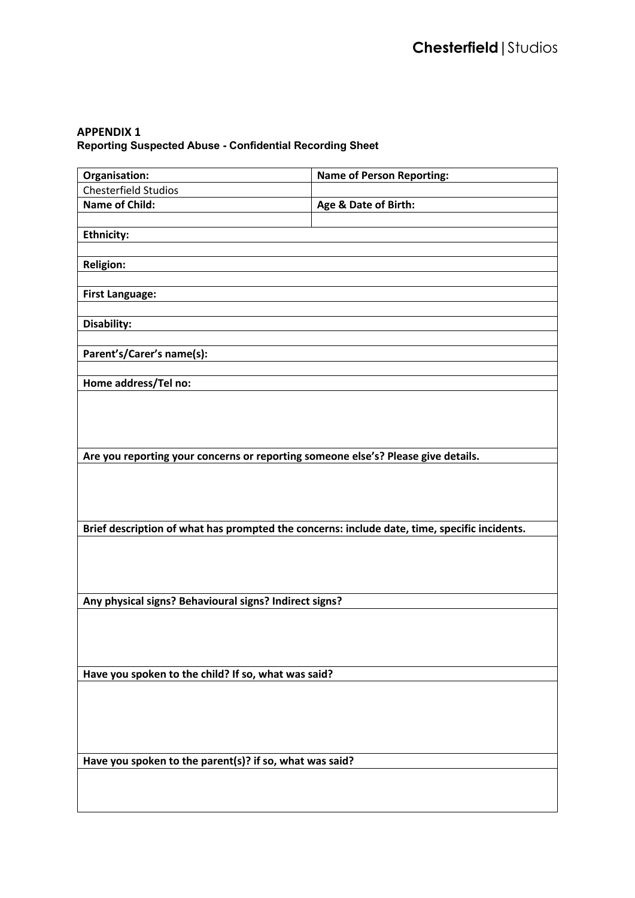**APPENDIX 1**

**Reporting Suspected Abuse - Confidential Recording Sheet**

| **Organisation:** | **Name of Person Reporting:** |
|---|---|
| Chesterfield Studios | |
| **Name of Child:** | **Age & Date of Birth:** |
| | |
| **Ethnicity:** | |
| | |
| **Religion:** | |
| | |
| **First Language:** | |
| | |
| **Disability:** | |
| | |
| **Parent's/Carer's name(s):** | |
| | |
| **Home address/Tel no:** | |
| | |
| **Are you reporting your concerns or reporting someone else's? Please give details.** | |
| | |
| **Brief description of what has prompted the concerns: include date, time, specific incidents.** | |
| | |
| **Any physical signs? Behavioural signs? Indirect signs?** | |
| | |
| **Have you spoken to the child? If so, what was said?** | |
| | |
| **Have you spoken to the parent(s)? if so, what was said?** | |
| | |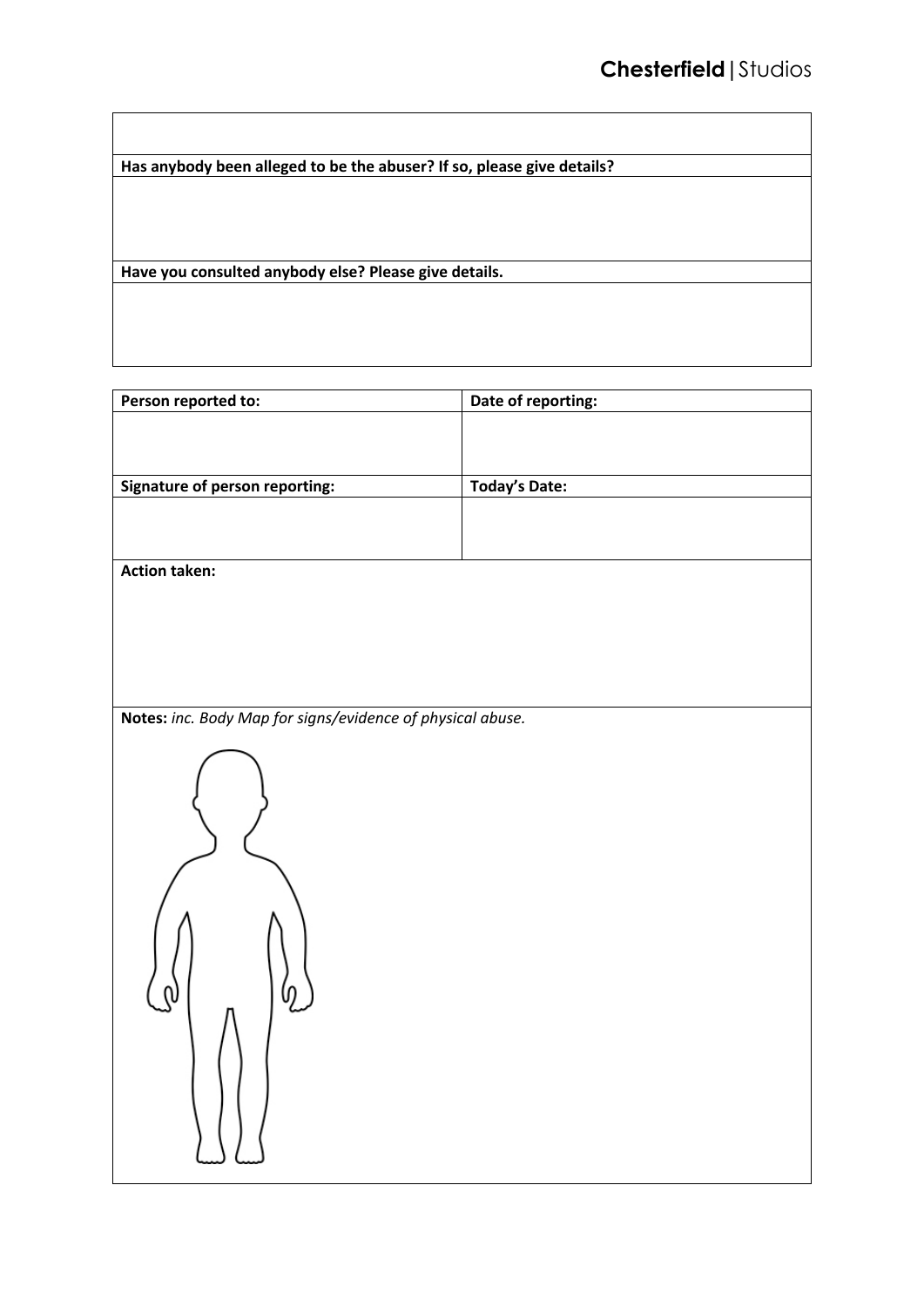| |
|---|
| |
| **Has anybody been alleged to be the abuser? If so, please give details?** |
| |
| **Have you consulted anybody else? Please give details.** |
| |

| **Person reported to:** | **Date of reporting:** |
|---|---|
| | |
| **Signature of person reporting:** | **Today's Date:** |
| | |
| **Action taken:** | |
| **Notes:** *inc. Body Map for signs/evidence of physical abuse.* | |